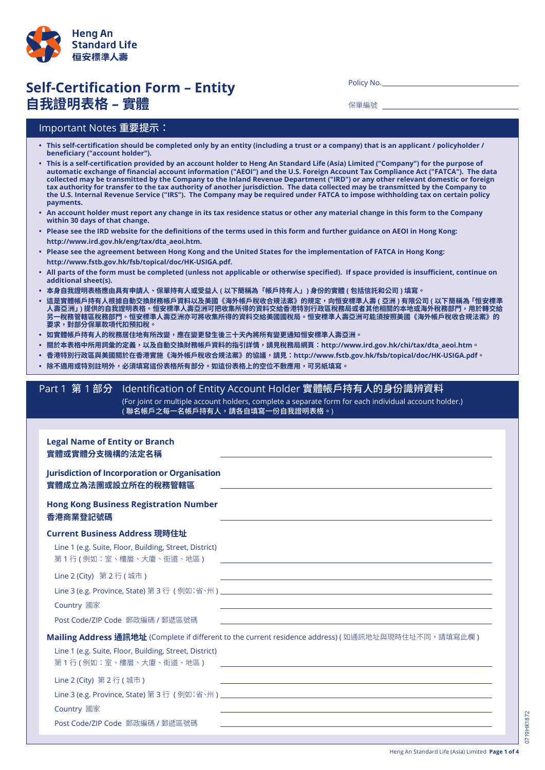Heng An Standard Life
恒安標準人壽

# Self-Certification Form – Entity
# 自我證明表格 – 實體

Policy No. ______________________

保單編號 ______________________

## Important Notes 重要提示：

- **This self-certification should be completed only by an entity (including a trust or a company) that is an applicant / policyholder / beneficiary ("account holder").**
- **This is a self-certification provided by an account holder to Heng An Standard Life (Asia) Limited ("Company") for the purpose of automatic exchange of financial account information ("AEOI") and the U.S. Foreign Account Tax Compliance Act ("FATCA"). The data collected may be transmitted by the Company to the Inland Revenue Department ("IRD") or any other relevant domestic or foreign tax authority for transfer to the tax authority of another jurisdiction. The data collected may be transmitted by the Company to the U.S. Internal Revenue Service ("IRS"). The Company may be required under FATCA to impose withholding tax on certain policy payments.**
- **An account holder must report any change in its tax residence status or other any material change in this form to the Company within 30 days of that change.**
- **Please see the IRD website for the definitions of the terms used in this form and further guidance on AEOI in Hong Kong: http://www.ird.gov.hk/eng/tax/dta_aeoi.htm.**
- **Please see the agreement between Hong Kong and the United States for the implementation of FATCA in Hong Kong: http://www.fstb.gov.hk/fsb/topical/doc/HK-USIGA.pdf.**
- **All parts of the form must be completed (unless not applicable or otherwise specified). If space provided is insufficient, continue on additional sheet(s).**
- **本身自我證明表格應由具有申請人、保單持有人或受益人 ( 以下簡稱為「帳戶持有人」) 身份的實體 ( 包括信託和公司 ) 填寫。**
- **這是實體帳戶持有人根據自動交換財務帳戶資料以及美國《海外帳戶稅收合規法案》的規定，向恒安標準人壽 ( 亞洲 ) 有限公司 ( 以下簡稱為「恒安標準人壽亞洲」) 提供的自我證明表格。恒安標準人壽亞洲可把收集所得的資料交給香港特別行政區稅務局或者其他相關的本地或海外稅務部門，用於轉交給另一稅務管轄區稅務部門。恒安標準人壽亞洲亦可將收集所得的資料交給美國國稅局。恒安標準人壽亞洲可能須按照美國《海外帳戶稅收合規法案》的要求，對部分保單款項代扣預扣稅。**
- **如實體帳戶持有人的稅務居住地有所改變，應在變更發生後三十天內將所有變更通知恒安標準人壽亞洲。**
- **關於本表格中所用詞彙的定義，以及自動交換財務帳戶資料的指引詳情，請見稅務局網頁：http://www.ird.gov.hk/chi/tax/dta_aeoi.htm。**
- **香港特別行政區與美國關於在香港實施《海外帳戶稅收合規法案》的協議，請見：http://www.fstb.gov.hk/fsb/topical/doc/HK-USIGA.pdf。**
- **除不適用或特別註明外，必須填寫這份表格所有部分。如這份表格上的空位不敷應用，可另紙填寫。**

## Part 1 第 1 部分 Identification of Entity Account Holder 實體帳戶持有人的身份識辨資料

(For joint or multiple account holders, complete a separate form for each individual account holder.)
**( 聯名帳戶之每一名帳戶持有人，請各自填寫一份自我證明表格。)**

**Legal Name of Entity or Branch**
**實體或實體分支機構的法定名稱** ______________________

**Jurisdiction of Incorporation or Organisation**
**實體成立為法團或設立所在的稅務管轄區** ______________________

**Hong Kong Business Registration Number**
**香港商業登記號碼** ______________________

**Current Business Address 現時住址**

Line 1 (e.g. Suite, Floor, Building, Street, District)
第 1 行 ( 例如：室、樓層、大廈、街道、地區 ) ______________________

Line 2 (City) 第 2 行 ( 城市 ) ______________________

Line 3 (e.g. Province, State) 第 3 行 ( 例如:省、州 ) ______________________

Country 國家 ______________________

Post Code/ZIP Code 郵政編碼 / 郵遞區號碼 ______________________

**Mailing Address 通訊地址** (Complete if different to the current residence address) ( 如通訊地址與現時住址不同，請填寫此欄 )

Line 1 (e.g. Suite, Floor, Building, Street, District)
第 1 行 ( 例如：室、樓層、大廈、街道、地區 ) ______________________

Line 2 (City) 第 2 行 ( 城市 ) ______________________

Line 3 (e.g. Province, State) 第 3 行 ( 例如:省、州 ) ______________________

Country 國家 ______________________

Post Code/ZIP Code 郵政編碼 / 郵遞區號碼 ______________________

0719HK1872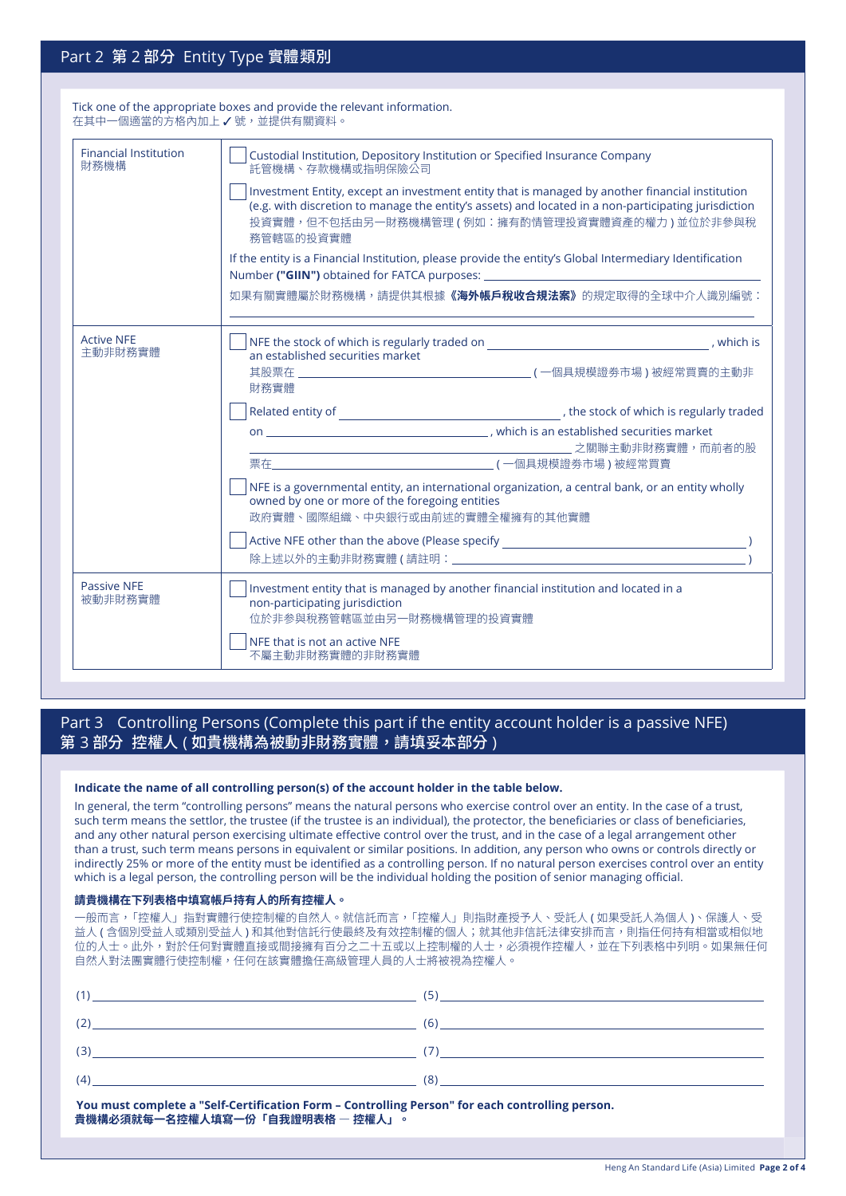## Part 2 第 2 部分 Entity Type 實體類別

Tick one of the appropriate boxes and provide the relevant information.
在其中一個適當的方格內加上 ✓ 號，並提供有關資料。

| | |
|---|---|
| Financial Institution<br>財務機構 | ☐ Custodial Institution, Depository Institution or Specified Insurance Company<br>託管機構、存款機構或指明保險公司<br><br>☐ Investment Entity, except an investment entity that is managed by another financial institution (e.g. with discretion to manage the entity's assets) and located in a non-participating jurisdiction<br>投資實體，但不包括由另一財務機構管理 ( 例如：擁有酌情管理投資實體資產的權力 ) 並位於非參與稅務管轄區的投資實體<br><br>If the entity is a Financial Institution, please provide the entity's Global Intermediary Identification Number **("GIIN")** obtained for FATCA purposes: ____________<br>如果有關實體屬於財務機構，請提供其根據**《海外帳戶稅收合規法案》**的規定取得的全球中介人識別編號：____________ |
| Active NFE<br>主動非財務實體 | ☐ NFE the stock of which is regularly traded on ____________, which is an established securities market<br>其股票在 ____________ ( 一個具規模證券市場 ) 被經常買賣的主動非財務實體<br><br>☐ Related entity of ____________, the stock of which is regularly traded on ____________, which is an established securities market<br>____________ 之關聯主動非財務實體，而前者的股票在____________ ( 一個具規模證券市場 ) 被經常買賣<br><br>☐ NFE is a governmental entity, an international organization, a central bank, or an entity wholly owned by one or more of the foregoing entities<br>政府實體、國際組織、中央銀行或由前述的實體全權擁有的其他實體<br><br>☐ Active NFE other than the above (Please specify ____________)<br>除上述以外的主動非財務實體 ( 請註明：____________ ) |
| Passive NFE<br>被動非財務實體 | ☐ Investment entity that is managed by another financial institution and located in a non-participating jurisdiction<br>位於非參與稅務管轄區並由另一財務機構管理的投資實體<br><br>☐ NFE that is not an active NFE<br>不屬主動非財務實體的非財務實體 |

## Part 3 Controlling Persons (Complete this part if the entity account holder is a passive NFE)
## 第 3 部分 控權人 ( 如貴機構為被動非財務實體，請填妥本部分 )

**Indicate the name of all controlling person(s) of the account holder in the table below.**

In general, the term "controlling persons" means the natural persons who exercise control over an entity. In the case of a trust, such term means the settlor, the trustee (if the trustee is an individual), the protector, the beneficiaries or class of beneficiaries, and any other natural person exercising ultimate effective control over the trust, and in the case of a legal arrangement other than a trust, such term means persons in equivalent or similar positions. In addition, any person who owns or controls directly or indirectly 25% or more of the entity must be identified as a controlling person. If no natural person exercises control over an entity which is a legal person, the controlling person will be the individual holding the position of senior managing official.

**請貴機構在下列表格中填寫帳戶持有人的所有控權人。**

一般而言，「控權人」指對實體行使控制權的自然人。就信託而言，「控權人」則指財產授予人、受託人 ( 如果受託人為個人 )、保護人、受益人 ( 含個別受益人或類別受益人 ) 和其他對信託行使最終及有效控制權的個人；就其他非信託法律安排而言，則指任何持有相當或相似地位的人士。此外，對於任何對實體直接或間接擁有百分之二十五或以上控制權的人士，必須視作控權人，並在下列表格中列明。如果無任何自然人對法團實體行使控制權，任何在該實體擔任高級管理人員的人士將被視為控權人。

| | |
|---|---|
| (1) ____________ | (5) ____________ |
| (2) ____________ | (6) ____________ |
| (3) ____________ | (7) ____________ |
| (4) ____________ | (8) ____________ |

**You must complete a "Self-Certification Form – Controlling Person" for each controlling person.**
**貴機構必須就每一名控權人填寫一份「自我證明表格 — 控權人」。**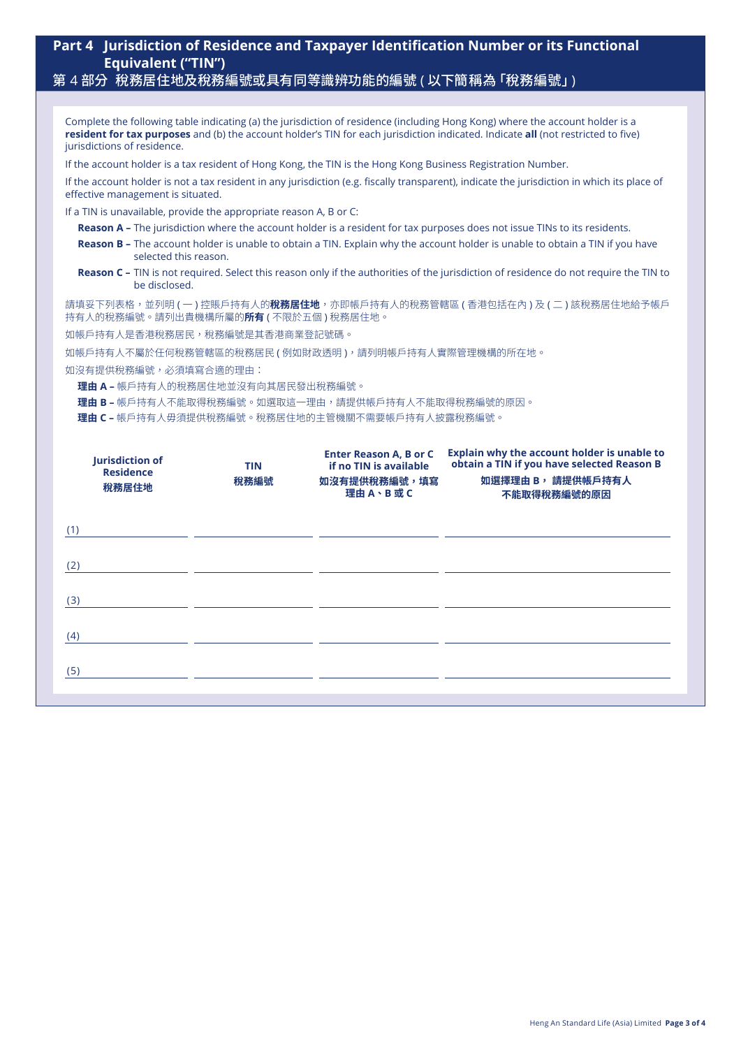## Part 4 Jurisdiction of Residence and Taxpayer Identification Number or its Functional Equivalent ("TIN")

## 第 4 部分 稅務居住地及稅務編號或具有同等識辨功能的編號 ( 以下簡稱為「稅務編號」)

Complete the following table indicating (a) the jurisdiction of residence (including Hong Kong) where the account holder is a **resident for tax purposes** and (b) the account holder's TIN for each jurisdiction indicated. Indicate **all** (not restricted to five) jurisdictions of residence.

If the account holder is a tax resident of Hong Kong, the TIN is the Hong Kong Business Registration Number.

If the account holder is not a tax resident in any jurisdiction (e.g. fiscally transparent), indicate the jurisdiction in which its place of effective management is situated.

If a TIN is unavailable, provide the appropriate reason A, B or C:

- **Reason A –** The jurisdiction where the account holder is a resident for tax purposes does not issue TINs to its residents.
- **Reason B –** The account holder is unable to obtain a TIN. Explain why the account holder is unable to obtain a TIN if you have selected this reason.
- **Reason C –** TIN is not required. Select this reason only if the authorities of the jurisdiction of residence do not require the TIN to be disclosed.

請填妥下列表格，並列明 ( 一 ) 控賬戶持有人的**稅務居住地**，亦即帳戶持有人的稅務管轄區 ( 香港包括在內 ) 及 ( 二 ) 該稅務居住地給予帳戶持有人的稅務編號。請列出貴機構所屬的**所有** ( 不限於五個 ) 稅務居住地。

如帳戶持有人是香港稅務居民，稅務編號是其香港商業登記號碼。

如帳戶持有人不屬於任何稅務管轄區的稅務居民 ( 例如財政透明 )，請列明帳戶持有人實際管理機構的所在地。

如沒有提供稅務編號，必須填寫合適的理由：

- **理由 A –** 帳戶持有人的稅務居住地並沒有向其居民發出稅務編號。
- **理由 B –** 帳戶持有人不能取得稅務編號。如選取這一理由，請提供帳戶持有人不能取得稅務編號的原因。
- **理由 C –** 帳戶持有人毋須提供稅務編號。稅務居住地的主管機關不需要帳戶持有人披露稅務編號。

| Jurisdiction of Residence 稅務居住地 | TIN 稅務編號 | Enter Reason A, B or C if no TIN is available 如沒有提供稅務編號，填寫理由 A、B 或 C | Explain why the account holder is unable to obtain a TIN if you have selected Reason B 如選擇理由 B， 請提供帳戶持有人不能取得稅務編號的原因 |
|---|---|---|---|
| (1) | | | |
| (2) | | | |
| (3) | | | |
| (4) | | | |
| (5) | | | |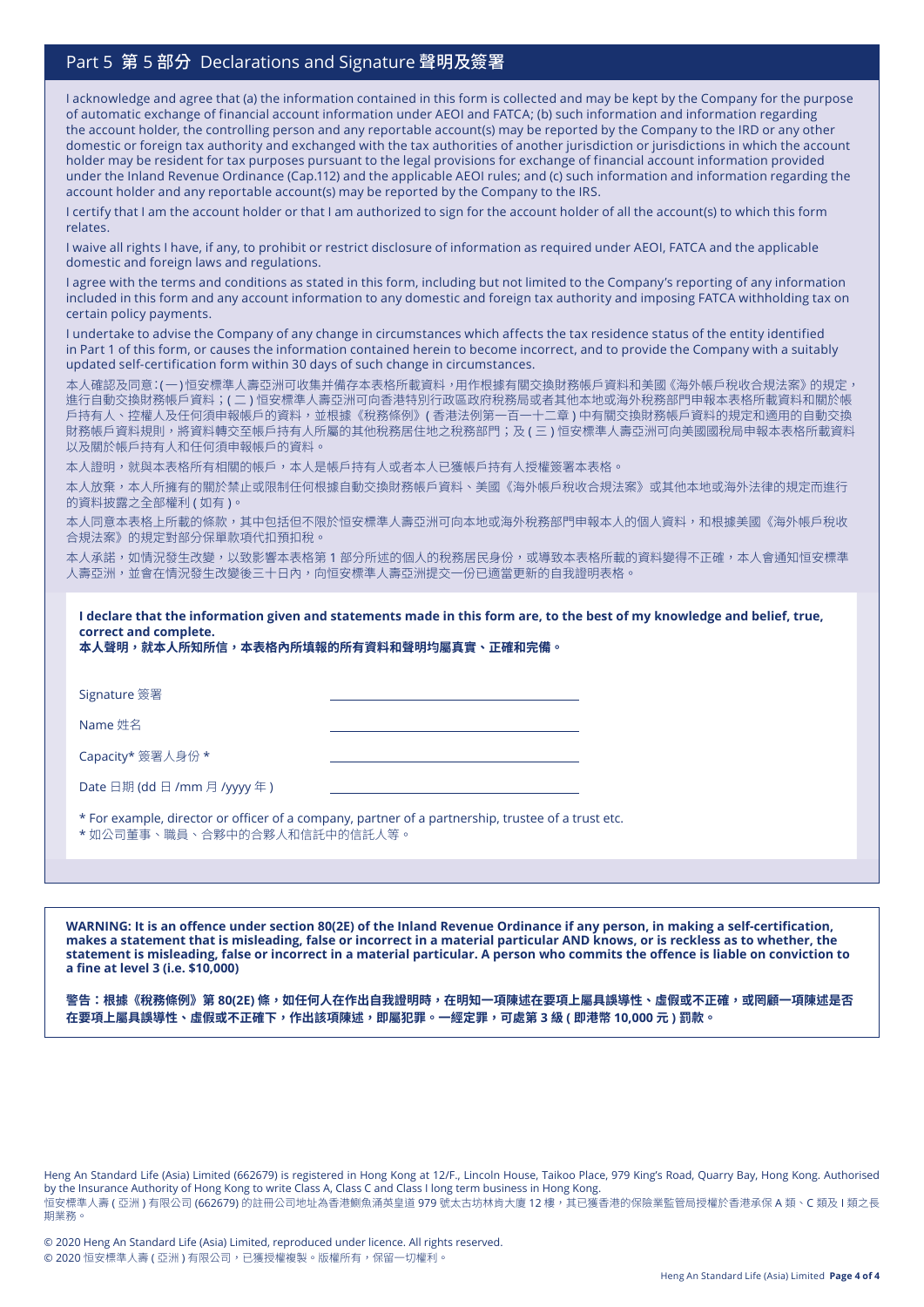## Part 5 第 5 部分 Declarations and Signature 聲明及簽署

I acknowledge and agree that (a) the information contained in this form is collected and may be kept by the Company for the purpose of automatic exchange of financial account information under AEOI and FATCA; (b) such information and information regarding the account holder, the controlling person and any reportable account(s) may be reported by the Company to the IRD or any other domestic or foreign tax authority and exchanged with the tax authorities of another jurisdiction or jurisdictions in which the account holder may be resident for tax purposes pursuant to the legal provisions for exchange of financial account information provided under the Inland Revenue Ordinance (Cap.112) and the applicable AEOI rules; and (c) such information and information regarding the account holder and any reportable account(s) may be reported by the Company to the IRS.

I certify that I am the account holder or that I am authorized to sign for the account holder of all the account(s) to which this form relates.

I waive all rights I have, if any, to prohibit or restrict disclosure of information as required under AEOI, FATCA and the applicable domestic and foreign laws and regulations.

I agree with the terms and conditions as stated in this form, including but not limited to the Company's reporting of any information included in this form and any account information to any domestic and foreign tax authority and imposing FATCA withholding tax on certain policy payments.

I undertake to advise the Company of any change in circumstances which affects the tax residence status of the entity identified in Part 1 of this form, or causes the information contained herein to become incorrect, and to provide the Company with a suitably updated self-certification form within 30 days of such change in circumstances.

本人確認及同意：(一) 恒安標準人壽亞洲可收集并備存本表格所載資料，用作根據有關交換財務帳戶資料和美國《海外帳戶稅收合規法案》的規定，進行自動交換財務帳戶資料；(二) 恒安標準人壽亞洲可向香港特別行政區政府稅務局或者其他本地或海外稅務部門申報本表格所載資料和關於帳戶持有人、控權人及任何須申報帳戶的資料，並根據《稅務條例》(香港法例第一百一十二章) 中有關交換財務帳戶資料的規定和適用的自動交換財務帳戶資料規則，將資料轉交至帳戶持有人所屬的其他稅務居住地之稅務部門；及 (三) 恒安標準人壽亞洲可向美國國稅局申報本表格所載資料以及關於帳戶持有人和任何須申報帳戶的資料。

本人證明，就與本表格所有相關的帳戶，本人是帳戶持有人或者本人已獲帳戶持有人授權簽署本表格。

本人放棄，本人所擁有的關於禁止或限制任何根據自動交換財務帳戶資料、美國《海外帳戶稅收合規法案》或其他本地或海外法律的規定而進行的資料披露之全部權利 (如有)。

本人同意本表格上所載的條款，其中包括但不限於恒安標準人壽亞洲可向本地或海外稅務部門申報本人的個人資料，和根據美國《海外帳戶稅收合規法案》的規定對部分保單款項代扣預扣稅。

本人承諾，如情況發生改變，以致影響本表格第 1 部分所述的個人的稅務居民身份，或導致本表格所載的資料變得不正確，本人會通知恒安標準人壽亞洲，並會在情況發生改變後三十日內，向恒安標準人壽亞洲提交一份已適當更新的自我證明表格。

**I declare that the information given and statements made in this form are, to the best of my knowledge and belief, true, correct and complete.**
**本人聲明，就本人所知所信，本表格內所填報的所有資料和聲明均屬真實、正確和完備。**

Signature 簽署 ______________________

Name 姓名 ______________________

Capacity* 簽署人身份 * ______________________

Date 日期 (dd 日 /mm 月 /yyyy 年) ______________________

* For example, director or officer of a company, partner of a partnership, trustee of a trust etc.
* 如公司董事、職員、合夥中的合夥人和信託中的信託人等。

**WARNING: It is an offence under section 80(2E) of the Inland Revenue Ordinance if any person, in making a self-certification, makes a statement that is misleading, false or incorrect in a material particular AND knows, or is reckless as to whether, the statement is misleading, false or incorrect in a material particular. A person who commits the offence is liable on conviction to a fine at level 3 (i.e. $10,000)**

**警告：根據《稅務條例》第 80(2E) 條，如任何人在作出自我證明時，在明知一項陳述在要項上屬具誤導性、虛假或不正確，或罔顧一項陳述是否在要項上屬具誤導性、虛假或不正確下，作出該項陳述，即屬犯罪。一經定罪，可處第 3 級 (即港幣 10,000 元) 罰款。**

Heng An Standard Life (Asia) Limited (662679) is registered in Hong Kong at 12/F., Lincoln House, Taikoo Place, 979 King's Road, Quarry Bay, Hong Kong. Authorised by the Insurance Authority of Hong Kong to write Class A, Class C and Class I long term business in Hong Kong.
恒安標準人壽 (亞洲) 有限公司 (662679) 的註冊公司地址為香港鰂魚涌英皇道 979 號太古坊林肯大廈 12 樓，其已獲香港的保險業監管局授權於香港承保 A 類、C 類及 I 類之長期業務。

© 2020 Heng An Standard Life (Asia) Limited, reproduced under licence. All rights reserved.
© 2020 恒安標準人壽 (亞洲) 有限公司，已獲授權複製。版權所有，保留一切權利。